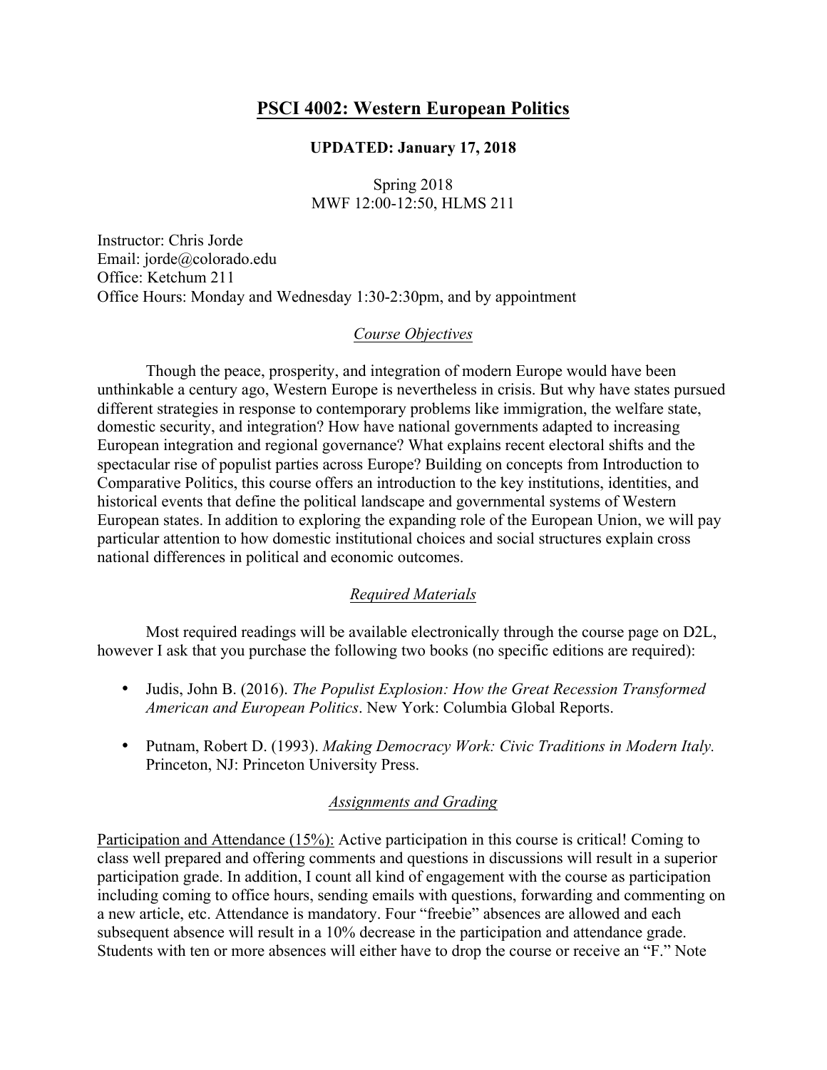# PSCI 4002: Western European Politics

**UPDATED: January 17, 2018**

Spring 2018
MWF 12:00-12:50, HLMS 211

Instructor: Chris Jorde
Email: jorde@colorado.edu
Office: Ketchum 211
Office Hours: Monday and Wednesday 1:30-2:30pm, and by appointment

## *Course Objectives*

Though the peace, prosperity, and integration of modern Europe would have been unthinkable a century ago, Western Europe is nevertheless in crisis. But why have states pursued different strategies in response to contemporary problems like immigration, the welfare state, domestic security, and integration? How have national governments adapted to increasing European integration and regional governance? What explains recent electoral shifts and the spectacular rise of populist parties across Europe? Building on concepts from Introduction to Comparative Politics, this course offers an introduction to the key institutions, identities, and historical events that define the political landscape and governmental systems of Western European states. In addition to exploring the expanding role of the European Union, we will pay particular attention to how domestic institutional choices and social structures explain cross national differences in political and economic outcomes.

## *Required Materials*

Most required readings will be available electronically through the course page on D2L, however I ask that you purchase the following two books (no specific editions are required):

- Judis, John B. (2016). *The Populist Explosion: How the Great Recession Transformed American and European Politics*. New York: Columbia Global Reports.
- Putnam, Robert D. (1993). *Making Democracy Work: Civic Traditions in Modern Italy.* Princeton, NJ: Princeton University Press.

## *Assignments and Grading*

Participation and Attendance (15%): Active participation in this course is critical! Coming to class well prepared and offering comments and questions in discussions will result in a superior participation grade. In addition, I count all kind of engagement with the course as participation including coming to office hours, sending emails with questions, forwarding and commenting on a new article, etc. Attendance is mandatory. Four "freebie" absences are allowed and each subsequent absence will result in a 10% decrease in the participation and attendance grade. Students with ten or more absences will either have to drop the course or receive an "F." Note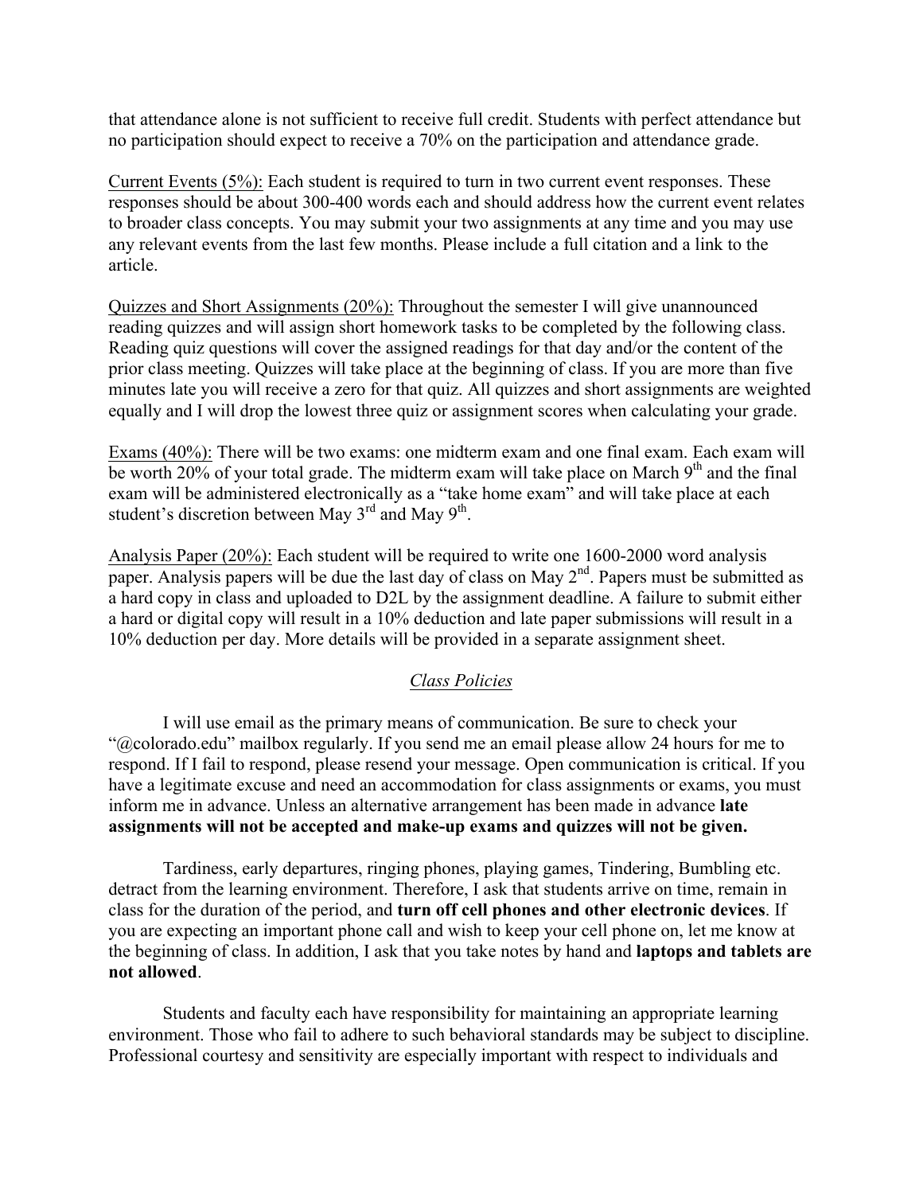that attendance alone is not sufficient to receive full credit. Students with perfect attendance but no participation should expect to receive a 70% on the participation and attendance grade.

Current Events (5%): Each student is required to turn in two current event responses. These responses should be about 300-400 words each and should address how the current event relates to broader class concepts. You may submit your two assignments at any time and you may use any relevant events from the last few months. Please include a full citation and a link to the article.

Quizzes and Short Assignments (20%): Throughout the semester I will give unannounced reading quizzes and will assign short homework tasks to be completed by the following class. Reading quiz questions will cover the assigned readings for that day and/or the content of the prior class meeting. Quizzes will take place at the beginning of class. If you are more than five minutes late you will receive a zero for that quiz. All quizzes and short assignments are weighted equally and I will drop the lowest three quiz or assignment scores when calculating your grade.

Exams (40%): There will be two exams: one midterm exam and one final exam. Each exam will be worth 20% of your total grade. The midterm exam will take place on March 9th and the final exam will be administered electronically as a "take home exam" and will take place at each student's discretion between May 3rd and May 9th.

Analysis Paper (20%): Each student will be required to write one 1600-2000 word analysis paper. Analysis papers will be due the last day of class on May 2nd. Papers must be submitted as a hard copy in class and uploaded to D2L by the assignment deadline. A failure to submit either a hard or digital copy will result in a 10% deduction and late paper submissions will result in a 10% deduction per day. More details will be provided in a separate assignment sheet.

## *Class Policies*

I will use email as the primary means of communication. Be sure to check your "@colorado.edu" mailbox regularly. If you send me an email please allow 24 hours for me to respond. If I fail to respond, please resend your message. Open communication is critical. If you have a legitimate excuse and need an accommodation for class assignments or exams, you must inform me in advance. Unless an alternative arrangement has been made in advance **late assignments will not be accepted and make-up exams and quizzes will not be given.**

Tardiness, early departures, ringing phones, playing games, Tindering, Bumbling etc. detract from the learning environment. Therefore, I ask that students arrive on time, remain in class for the duration of the period, and **turn off cell phones and other electronic devices**. If you are expecting an important phone call and wish to keep your cell phone on, let me know at the beginning of class. In addition, I ask that you take notes by hand and **laptops and tablets are not allowed**.

Students and faculty each have responsibility for maintaining an appropriate learning environment. Those who fail to adhere to such behavioral standards may be subject to discipline. Professional courtesy and sensitivity are especially important with respect to individuals and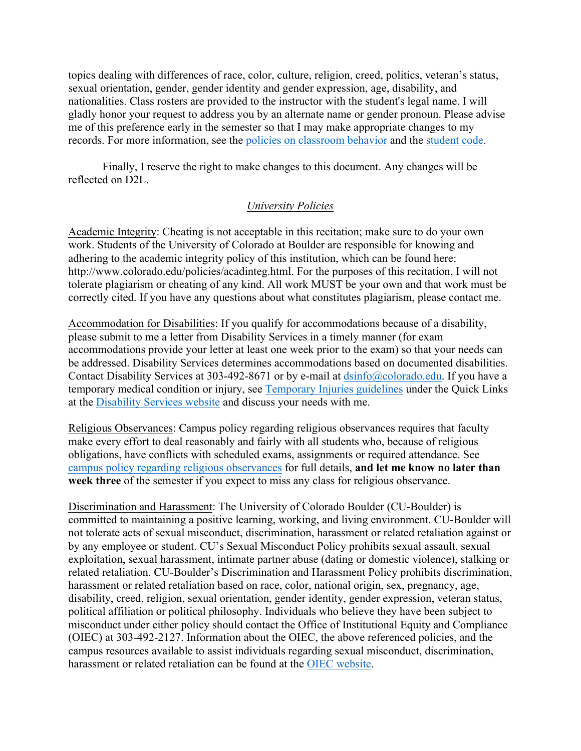topics dealing with differences of race, color, culture, religion, creed, politics, veteran's status, sexual orientation, gender, gender identity and gender expression, age, disability, and nationalities. Class rosters are provided to the instructor with the student's legal name. I will gladly honor your request to address you by an alternate name or gender pronoun. Please advise me of this preference early in the semester so that I may make appropriate changes to my records. For more information, see the policies on classroom behavior and the student code.

Finally, I reserve the right to make changes to this document. Any changes will be reflected on D2L.

## *University Policies*

Academic Integrity: Cheating is not acceptable in this recitation; make sure to do your own work. Students of the University of Colorado at Boulder are responsible for knowing and adhering to the academic integrity policy of this institution, which can be found here: http://www.colorado.edu/policies/acadinteg.html. For the purposes of this recitation, I will not tolerate plagiarism or cheating of any kind. All work MUST be your own and that work must be correctly cited. If you have any questions about what constitutes plagiarism, please contact me.

Accommodation for Disabilities: If you qualify for accommodations because of a disability, please submit to me a letter from Disability Services in a timely manner (for exam accommodations provide your letter at least one week prior to the exam) so that your needs can be addressed. Disability Services determines accommodations based on documented disabilities. Contact Disability Services at 303-492-8671 or by e-mail at dsinfo@colorado.edu. If you have a temporary medical condition or injury, see Temporary Injuries guidelines under the Quick Links at the Disability Services website and discuss your needs with me.

Religious Observances: Campus policy regarding religious observances requires that faculty make every effort to deal reasonably and fairly with all students who, because of religious obligations, have conflicts with scheduled exams, assignments or required attendance. See campus policy regarding religious observances for full details, **and let me know no later than week three** of the semester if you expect to miss any class for religious observance.

Discrimination and Harassment: The University of Colorado Boulder (CU-Boulder) is committed to maintaining a positive learning, working, and living environment. CU-Boulder will not tolerate acts of sexual misconduct, discrimination, harassment or related retaliation against or by any employee or student. CU's Sexual Misconduct Policy prohibits sexual assault, sexual exploitation, sexual harassment, intimate partner abuse (dating or domestic violence), stalking or related retaliation. CU-Boulder's Discrimination and Harassment Policy prohibits discrimination, harassment or related retaliation based on race, color, national origin, sex, pregnancy, age, disability, creed, religion, sexual orientation, gender identity, gender expression, veteran status, political affiliation or political philosophy. Individuals who believe they have been subject to misconduct under either policy should contact the Office of Institutional Equity and Compliance (OIEC) at 303-492-2127. Information about the OIEC, the above referenced policies, and the campus resources available to assist individuals regarding sexual misconduct, discrimination, harassment or related retaliation can be found at the OIEC website.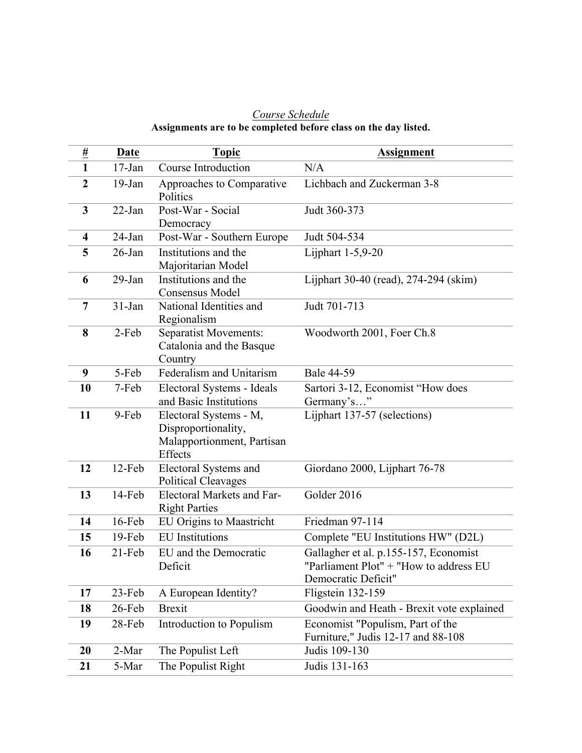*Course Schedule*

**Assignments are to be completed before class on the day listed.**

| # | Date | Topic | Assignment |
|---|---|---|---|
| **1** | 17-Jan | Course Introduction | N/A |
| **2** | 19-Jan | Approaches to Comparative Politics | Lichbach and Zuckerman 3-8 |
| **3** | 22-Jan | Post-War - Social Democracy | Judt 360-373 |
| **4** | 24-Jan | Post-War - Southern Europe | Judt 504-534 |
| **5** | 26-Jan | Institutions and the Majoritarian Model | Lijphart 1-5,9-20 |
| **6** | 29-Jan | Institutions and the Consensus Model | Lijphart 30-40 (read), 274-294 (skim) |
| **7** | 31-Jan | National Identities and Regionalism | Judt 701-713 |
| **8** | 2-Feb | Separatist Movements: Catalonia and the Basque Country | Woodworth 2001, Foer Ch.8 |
| **9** | 5-Feb | Federalism and Unitarism | Bale 44-59 |
| **10** | 7-Feb | Electoral Systems - Ideals and Basic Institutions | Sartori 3-12, Economist "How does Germany's…" |
| **11** | 9-Feb | Electoral Systems - M, Disproportionality, Malapportionment, Partisan Effects | Lijphart 137-57 (selections) |
| **12** | 12-Feb | Electoral Systems and Political Cleavages | Giordano 2000, Lijphart 76-78 |
| **13** | 14-Feb | Electoral Markets and Far-Right Parties | Golder 2016 |
| **14** | 16-Feb | EU Origins to Maastricht | Friedman 97-114 |
| **15** | 19-Feb | EU Institutions | Complete "EU Institutions HW" (D2L) |
| **16** | 21-Feb | EU and the Democratic Deficit | Gallagher et al. p.155-157, Economist "Parliament Plot" + "How to address EU Democratic Deficit" |
| **17** | 23-Feb | A European Identity? | Fligstein 132-159 |
| **18** | 26-Feb | Brexit | Goodwin and Heath - Brexit vote explained |
| **19** | 28-Feb | Introduction to Populism | Economist "Populism, Part of the Furniture," Judis 12-17 and 88-108 |
| **20** | 2-Mar | The Populist Left | Judis 109-130 |
| **21** | 5-Mar | The Populist Right | Judis 131-163 |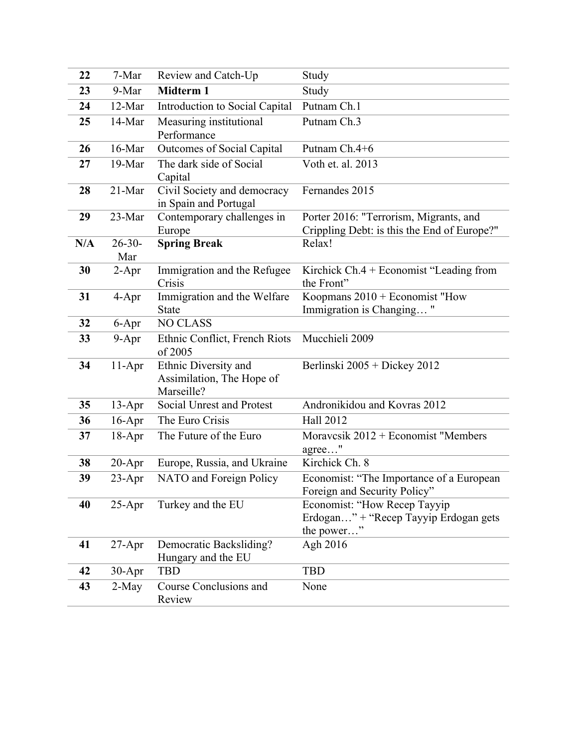| | | | |
|---|---|---|---|
| **22** | 7-Mar | Review and Catch-Up | Study |
| **23** | 9-Mar | **Midterm 1** | Study |
| **24** | 12-Mar | Introduction to Social Capital | Putnam Ch.1 |
| **25** | 14-Mar | Measuring institutional Performance | Putnam Ch.3 |
| **26** | 16-Mar | Outcomes of Social Capital | Putnam Ch.4+6 |
| **27** | 19-Mar | The dark side of Social Capital | Voth et. al. 2013 |
| **28** | 21-Mar | Civil Society and democracy in Spain and Portugal | Fernandes 2015 |
| **29** | 23-Mar | Contemporary challenges in Europe | Porter 2016: "Terrorism, Migrants, and Crippling Debt: is this the End of Europe?" |
| **N/A** | 26-30-Mar | **Spring Break** | Relax! |
| **30** | 2-Apr | Immigration and the Refugee Crisis | Kirchick Ch.4 + Economist "Leading from the Front" |
| **31** | 4-Apr | Immigration and the Welfare State | Koopmans 2010 + Economist "How Immigration is Changing… " |
| **32** | 6-Apr | NO CLASS | |
| **33** | 9-Apr | Ethnic Conflict, French Riots of 2005 | Mucchieli 2009 |
| **34** | 11-Apr | Ethnic Diversity and Assimilation, The Hope of Marseille? | Berlinski 2005 + Dickey 2012 |
| **35** | 13-Apr | Social Unrest and Protest | Andronikidou and Kovras 2012 |
| **36** | 16-Apr | The Euro Crisis | Hall 2012 |
| **37** | 18-Apr | The Future of the Euro | Moravcsik 2012 + Economist "Members agree…" |
| **38** | 20-Apr | Europe, Russia, and Ukraine | Kirchick Ch. 8 |
| **39** | 23-Apr | NATO and Foreign Policy | Economist: "The Importance of a European Foreign and Security Policy" |
| **40** | 25-Apr | Turkey and the EU | Economist: "How Recep Tayyip Erdogan…" + "Recep Tayyip Erdogan gets the power…" |
| **41** | 27-Apr | Democratic Backsliding? Hungary and the EU | Agh 2016 |
| **42** | 30-Apr | TBD | TBD |
| **43** | 2-May | Course Conclusions and Review | None |